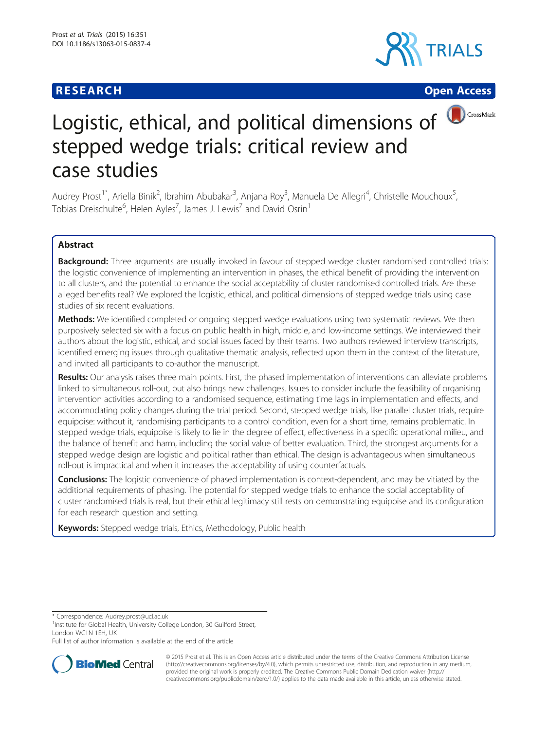**RESEARCH** **Open Access**

# Logistic, ethical, and political dimensions of stepped wedge trials: critical review and case studies

Audrey Prost[1*], Ariella Binik[2], Ibrahim Abubakar[3], Anjana Roy[3], Manuela De Allegri[4], Christelle Mouchoux[5], Tobias Dreischulte[6], Helen Ayles[7], James J. Lewis[7] and David Osrin[1]

## Abstract

**Background:** Three arguments are usually invoked in favour of stepped wedge cluster randomised controlled trials: the logistic convenience of implementing an intervention in phases, the ethical benefit of providing the intervention to all clusters, and the potential to enhance the social acceptability of cluster randomised controlled trials. Are these alleged benefits real? We explored the logistic, ethical, and political dimensions of stepped wedge trials using case studies of six recent evaluations.

**Methods:** We identified completed or ongoing stepped wedge evaluations using two systematic reviews. We then purposively selected six with a focus on public health in high, middle, and low-income settings. We interviewed their authors about the logistic, ethical, and social issues faced by their teams. Two authors reviewed interview transcripts, identified emerging issues through qualitative thematic analysis, reflected upon them in the context of the literature, and invited all participants to co-author the manuscript.

**Results:** Our analysis raises three main points. First, the phased implementation of interventions can alleviate problems linked to simultaneous roll-out, but also brings new challenges. Issues to consider include the feasibility of organising intervention activities according to a randomised sequence, estimating time lags in implementation and effects, and accommodating policy changes during the trial period. Second, stepped wedge trials, like parallel cluster trials, require equipoise: without it, randomising participants to a control condition, even for a short time, remains problematic. In stepped wedge trials, equipoise is likely to lie in the degree of effect, effectiveness in a specific operational milieu, and the balance of benefit and harm, including the social value of better evaluation. Third, the strongest arguments for a stepped wedge design are logistic and political rather than ethical. The design is advantageous when simultaneous roll-out is impractical and when it increases the acceptability of using counterfactuals.

**Conclusions:** The logistic convenience of phased implementation is context-dependent, and may be vitiated by the additional requirements of phasing. The potential for stepped wedge trials to enhance the social acceptability of cluster randomised trials is real, but their ethical legitimacy still rests on demonstrating equipoise and its configuration for each research question and setting.

**Keywords:** Stepped wedge trials, Ethics, Methodology, Public health

---

* Correspondence: Audrey.prost@ucl.ac.uk
[1]Institute for Global Health, University College London, 30 Guilford Street, London WC1N 1EH, UK
Full list of author information is available at the end of the article

© 2015 Prost et al. This is an Open Access article distributed under the terms of the Creative Commons Attribution License (http://creativecommons.org/licenses/by/4.0), which permits unrestricted use, distribution, and reproduction in any medium, provided the original work is properly credited. The Creative Commons Public Domain Dedication waiver (http://creativecommons.org/publicdomain/zero/1.0/) applies to the data made available in this article, unless otherwise stated.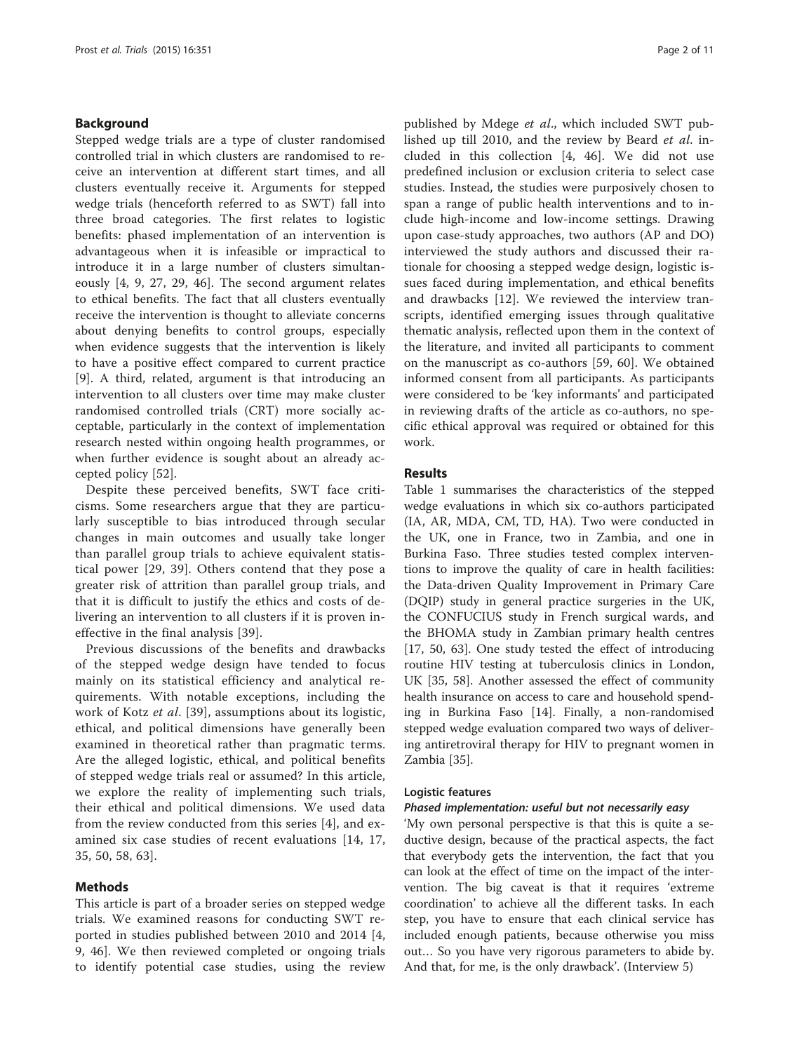## Background

Stepped wedge trials are a type of cluster randomised controlled trial in which clusters are randomised to receive an intervention at different start times, and all clusters eventually receive it. Arguments for stepped wedge trials (henceforth referred to as SWT) fall into three broad categories. The first relates to logistic benefits: phased implementation of an intervention is advantageous when it is infeasible or impractical to introduce it in a large number of clusters simultaneously [4, 9, 27, 29, 46]. The second argument relates to ethical benefits. The fact that all clusters eventually receive the intervention is thought to alleviate concerns about denying benefits to control groups, especially when evidence suggests that the intervention is likely to have a positive effect compared to current practice [9]. A third, related, argument is that introducing an intervention to all clusters over time may make cluster randomised controlled trials (CRT) more socially acceptable, particularly in the context of implementation research nested within ongoing health programmes, or when further evidence is sought about an already accepted policy [52].

Despite these perceived benefits, SWT face criticisms. Some researchers argue that they are particularly susceptible to bias introduced through secular changes in main outcomes and usually take longer than parallel group trials to achieve equivalent statistical power [29, 39]. Others contend that they pose a greater risk of attrition than parallel group trials, and that it is difficult to justify the ethics and costs of delivering an intervention to all clusters if it is proven ineffective in the final analysis [39].

Previous discussions of the benefits and drawbacks of the stepped wedge design have tended to focus mainly on its statistical efficiency and analytical requirements. With notable exceptions, including the work of Kotz *et al*. [39], assumptions about its logistic, ethical, and political dimensions have generally been examined in theoretical rather than pragmatic terms. Are the alleged logistic, ethical, and political benefits of stepped wedge trials real or assumed? In this article, we explore the reality of implementing such trials, their ethical and political dimensions. We used data from the review conducted from this series [4], and examined six case studies of recent evaluations [14, 17, 35, 50, 58, 63].

## Methods

This article is part of a broader series on stepped wedge trials. We examined reasons for conducting SWT reported in studies published between 2010 and 2014 [4, 9, 46]. We then reviewed completed or ongoing trials to identify potential case studies, using the review published by Mdege *et al*., which included SWT published up till 2010, and the review by Beard *et al*. included in this collection [4, 46]. We did not use predefined inclusion or exclusion criteria to select case studies. Instead, the studies were purposively chosen to span a range of public health interventions and to include high-income and low-income settings. Drawing upon case-study approaches, two authors (AP and DO) interviewed the study authors and discussed their rationale for choosing a stepped wedge design, logistic issues faced during implementation, and ethical benefits and drawbacks [12]. We reviewed the interview transcripts, identified emerging issues through qualitative thematic analysis, reflected upon them in the context of the literature, and invited all participants to comment on the manuscript as co-authors [59, 60]. We obtained informed consent from all participants. As participants were considered to be 'key informants' and participated in reviewing drafts of the article as co-authors, no specific ethical approval was required or obtained for this work.

## Results

Table 1 summarises the characteristics of the stepped wedge evaluations in which six co-authors participated (IA, AR, MDA, CM, TD, HA). Two were conducted in the UK, one in France, two in Zambia, and one in Burkina Faso. Three studies tested complex interventions to improve the quality of care in health facilities: the Data-driven Quality Improvement in Primary Care (DQIP) study in general practice surgeries in the UK, the CONFUCIUS study in French surgical wards, and the BHOMA study in Zambian primary health centres [17, 50, 63]. One study tested the effect of introducing routine HIV testing at tuberculosis clinics in London, UK [35, 58]. Another assessed the effect of community health insurance on access to care and household spending in Burkina Faso [14]. Finally, a non-randomised stepped wedge evaluation compared two ways of delivering antiretroviral therapy for HIV to pregnant women in Zambia [35].

### Logistic features

#### *Phased implementation: useful but not necessarily easy*

'My own personal perspective is that this is quite a seductive design, because of the practical aspects, the fact that everybody gets the intervention, the fact that you can look at the effect of time on the impact of the intervention. The big caveat is that it requires 'extreme coordination' to achieve all the different tasks. In each step, you have to ensure that each clinical service has included enough patients, because otherwise you miss out… So you have very rigorous parameters to abide by. And that, for me, is the only drawback'. (Interview 5)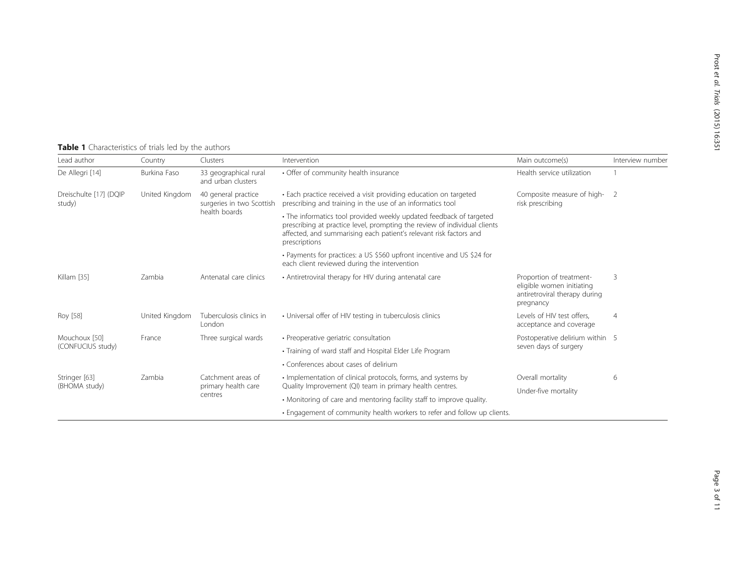**Table 1** Characteristics of trials led by the authors

| Lead author | Country | Clusters | Intervention | Main outcome(s) | Interview number |
|---|---|---|---|---|---|
| De Allegri [14] | Burkina Faso | 33 geographical rural and urban clusters | • Offer of community health insurance | Health service utilization | 1 |
| Dreischulte [17] (DQIP study) | United Kingdom | 40 general practice surgeries in two Scottish health boards | • Each practice received a visit providing education on targeted prescribing and training in the use of an informatics tool | Composite measure of high-risk prescribing | 2 |
| | | | • The informatics tool provided weekly updated feedback of targeted prescribing at practice level, prompting the review of individual clients affected, and summarising each patient's relevant risk factors and prescriptions | | |
| | | | • Payments for practices: a US $560 upfront incentive and US $24 for each client reviewed during the intervention | | |
| Killam [35] | Zambia | Antenatal care clinics | • Antiretroviral therapy for HIV during antenatal care | Proportion of treatment-eligible women initiating antiretroviral therapy during pregnancy | 3 |
| Roy [58] | United Kingdom | Tuberculosis clinics in London | • Universal offer of HIV testing in tuberculosis clinics | Levels of HIV test offers, acceptance and coverage | 4 |
| Mouchoux [50] (CONFUCIUS study) | France | Three surgical wards | • Preoperative geriatric consultation | Postoperative delirium within seven days of surgery | 5 |
| | | | • Training of ward staff and Hospital Elder Life Program | | |
| | | | • Conferences about cases of delirium | | |
| Stringer [63] (BHOMA study) | Zambia | Catchment areas of primary health care centres | • Implementation of clinical protocols, forms, and systems by Quality Improvement (QI) team in primary health centres. | Overall mortality | 6 |
| | | | • Monitoring of care and mentoring facility staff to improve quality. | Under-five mortality | |
| | | | • Engagement of community health workers to refer and follow up clients. | | |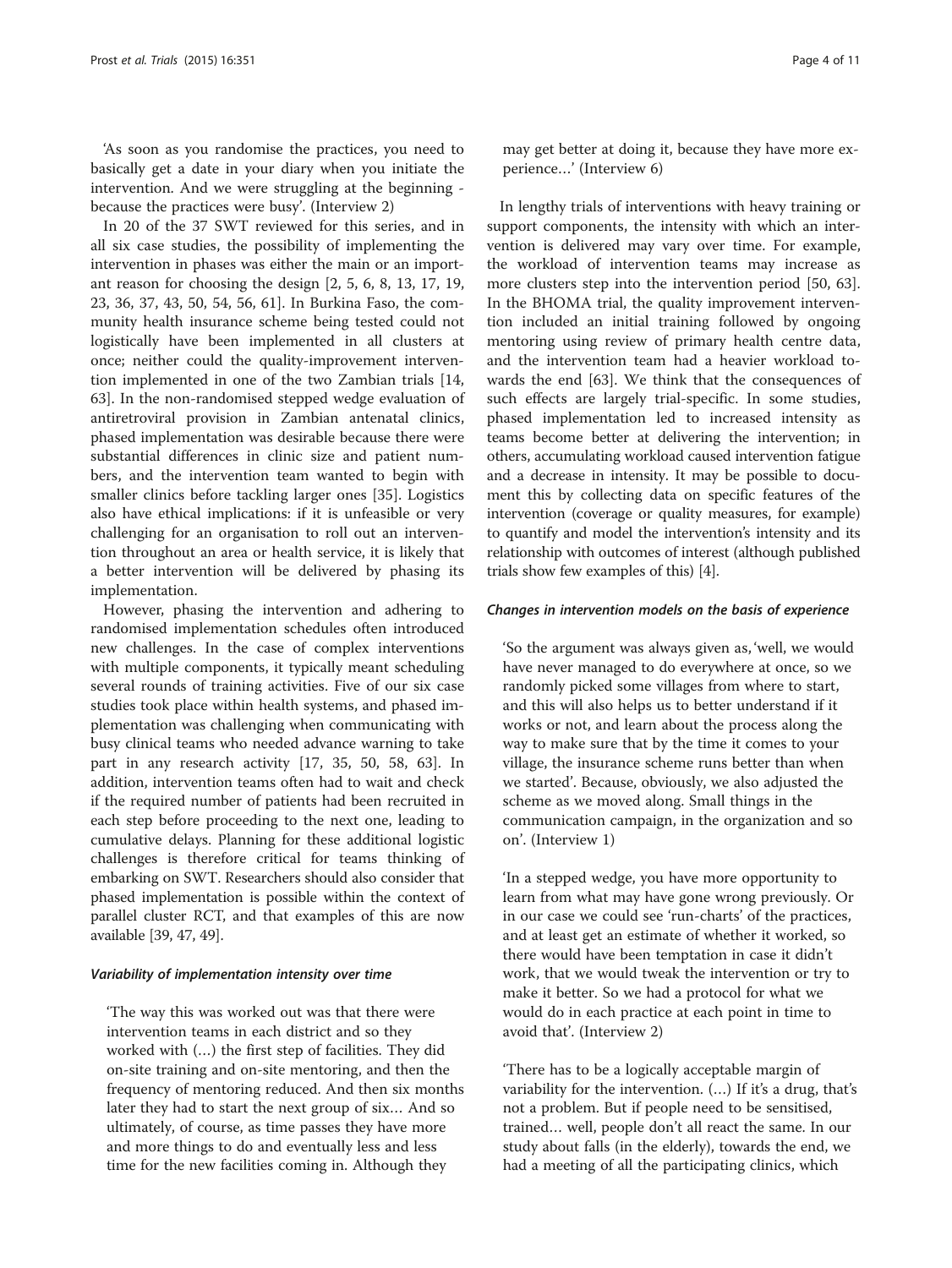'As soon as you randomise the practices, you need to basically get a date in your diary when you initiate the intervention. And we were struggling at the beginning - because the practices were busy'. (Interview 2)

In 20 of the 37 SWT reviewed for this series, and in all six case studies, the possibility of implementing the intervention in phases was either the main or an important reason for choosing the design [2, 5, 6, 8, 13, 17, 19, 23, 36, 37, 43, 50, 54, 56, 61]. In Burkina Faso, the community health insurance scheme being tested could not logistically have been implemented in all clusters at once; neither could the quality-improvement intervention implemented in one of the two Zambian trials [14, 63]. In the non-randomised stepped wedge evaluation of antiretroviral provision in Zambian antenatal clinics, phased implementation was desirable because there were substantial differences in clinic size and patient numbers, and the intervention team wanted to begin with smaller clinics before tackling larger ones [35]. Logistics also have ethical implications: if it is unfeasible or very challenging for an organisation to roll out an intervention throughout an area or health service, it is likely that a better intervention will be delivered by phasing its implementation.

However, phasing the intervention and adhering to randomised implementation schedules often introduced new challenges. In the case of complex interventions with multiple components, it typically meant scheduling several rounds of training activities. Five of our six case studies took place within health systems, and phased implementation was challenging when communicating with busy clinical teams who needed advance warning to take part in any research activity [17, 35, 50, 58, 63]. In addition, intervention teams often had to wait and check if the required number of patients had been recruited in each step before proceeding to the next one, leading to cumulative delays. Planning for these additional logistic challenges is therefore critical for teams thinking of embarking on SWT. Researchers should also consider that phased implementation is possible within the context of parallel cluster RCT, and that examples of this are now available [39, 47, 49].

#### *Variability of implementation intensity over time*

> 'The way this was worked out was that there were intervention teams in each district and so they worked with (…) the first step of facilities. They did on-site training and on-site mentoring, and then the frequency of mentoring reduced. And then six months later they had to start the next group of six… And so ultimately, of course, as time passes they have more and more things to do and eventually less and less time for the new facilities coming in. Although they may get better at doing it, because they have more experience…' (Interview 6)

In lengthy trials of interventions with heavy training or support components, the intensity with which an intervention is delivered may vary over time. For example, the workload of intervention teams may increase as more clusters step into the intervention period [50, 63]. In the BHOMA trial, the quality improvement intervention included an initial training followed by ongoing mentoring using review of primary health centre data, and the intervention team had a heavier workload towards the end [63]. We think that the consequences of such effects are largely trial-specific. In some studies, phased implementation led to increased intensity as teams become better at delivering the intervention; in others, accumulating workload caused intervention fatigue and a decrease in intensity. It may be possible to document this by collecting data on specific features of the intervention (coverage or quality measures, for example) to quantify and model the intervention's intensity and its relationship with outcomes of interest (although published trials show few examples of this) [4].

#### *Changes in intervention models on the basis of experience*

> 'So the argument was always given as, 'well, we would have never managed to do everywhere at once, so we randomly picked some villages from where to start, and this will also helps us to better understand if it works or not, and learn about the process along the way to make sure that by the time it comes to your village, the insurance scheme runs better than when we started'. Because, obviously, we also adjusted the scheme as we moved along. Small things in the communication campaign, in the organization and so on'. (Interview 1)

> 'In a stepped wedge, you have more opportunity to learn from what may have gone wrong previously. Or in our case we could see 'run-charts' of the practices, and at least get an estimate of whether it worked, so there would have been temptation in case it didn't work, that we would tweak the intervention or try to make it better. So we had a protocol for what we would do in each practice at each point in time to avoid that'. (Interview 2)

> 'There has to be a logically acceptable margin of variability for the intervention. (…) If it's a drug, that's not a problem. But if people need to be sensitised, trained… well, people don't all react the same. In our study about falls (in the elderly), towards the end, we had a meeting of all the participating clinics, which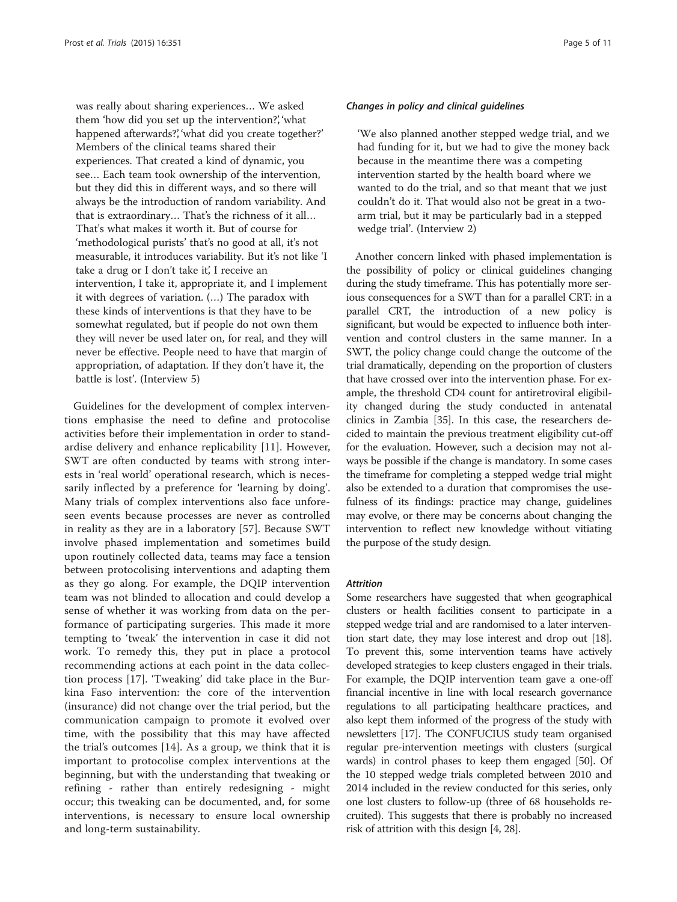was really about sharing experiences… We asked them 'how did you set up the intervention?', 'what happened afterwards?', 'what did you create together?' Members of the clinical teams shared their experiences. That created a kind of dynamic, you see… Each team took ownership of the intervention, but they did this in different ways, and so there will always be the introduction of random variability. And that is extraordinary… That's the richness of it all… That's what makes it worth it. But of course for 'methodological purists' that's no good at all, it's not measurable, it introduces variability. But it's not like 'I take a drug or I don't take it', I receive an intervention, I take it, appropriate it, and I implement it with degrees of variation. (…) The paradox with these kinds of interventions is that they have to be somewhat regulated, but if people do not own them they will never be used later on, for real, and they will never be effective. People need to have that margin of appropriation, of adaptation. If they don't have it, the battle is lost'. (Interview 5)

Guidelines for the development of complex interventions emphasise the need to define and protocolise activities before their implementation in order to standardise delivery and enhance replicability [11]. However, SWT are often conducted by teams with strong interests in 'real world' operational research, which is necessarily inflected by a preference for 'learning by doing'. Many trials of complex interventions also face unforeseen events because processes are never as controlled in reality as they are in a laboratory [57]. Because SWT involve phased implementation and sometimes build upon routinely collected data, teams may face a tension between protocolising interventions and adapting them as they go along. For example, the DQIP intervention team was not blinded to allocation and could develop a sense of whether it was working from data on the performance of participating surgeries. This made it more tempting to 'tweak' the intervention in case it did not work. To remedy this, they put in place a protocol recommending actions at each point in the data collection process [17]. 'Tweaking' did take place in the Burkina Faso intervention: the core of the intervention (insurance) did not change over the trial period, but the communication campaign to promote it evolved over time, with the possibility that this may have affected the trial's outcomes [14]. As a group, we think that it is important to protocolise complex interventions at the beginning, but with the understanding that tweaking or refining - rather than entirely redesigning - might occur; this tweaking can be documented, and, for some interventions, is necessary to ensure local ownership and long-term sustainability.

#### *Changes in policy and clinical guidelines*

'We also planned another stepped wedge trial, and we had funding for it, but we had to give the money back because in the meantime there was a competing intervention started by the health board where we wanted to do the trial, and so that meant that we just couldn't do it. That would also not be great in a two-arm trial, but it may be particularly bad in a stepped wedge trial'. (Interview 2)

Another concern linked with phased implementation is the possibility of policy or clinical guidelines changing during the study timeframe. This has potentially more serious consequences for a SWT than for a parallel CRT: in a parallel CRT, the introduction of a new policy is significant, but would be expected to influence both intervention and control clusters in the same manner. In a SWT, the policy change could change the outcome of the trial dramatically, depending on the proportion of clusters that have crossed over into the intervention phase. For example, the threshold CD4 count for antiretroviral eligibility changed during the study conducted in antenatal clinics in Zambia [35]. In this case, the researchers decided to maintain the previous treatment eligibility cut-off for the evaluation. However, such a decision may not always be possible if the change is mandatory. In some cases the timeframe for completing a stepped wedge trial might also be extended to a duration that compromises the usefulness of its findings: practice may change, guidelines may evolve, or there may be concerns about changing the intervention to reflect new knowledge without vitiating the purpose of the study design.

#### *Attrition*

Some researchers have suggested that when geographical clusters or health facilities consent to participate in a stepped wedge trial and are randomised to a later intervention start date, they may lose interest and drop out [18]. To prevent this, some intervention teams have actively developed strategies to keep clusters engaged in their trials. For example, the DQIP intervention team gave a one-off financial incentive in line with local research governance regulations to all participating healthcare practices, and also kept them informed of the progress of the study with newsletters [17]. The CONFUCIUS study team organised regular pre-intervention meetings with clusters (surgical wards) in control phases to keep them engaged [50]. Of the 10 stepped wedge trials completed between 2010 and 2014 included in the review conducted for this series, only one lost clusters to follow-up (three of 68 households recruited). This suggests that there is probably no increased risk of attrition with this design [4, 28].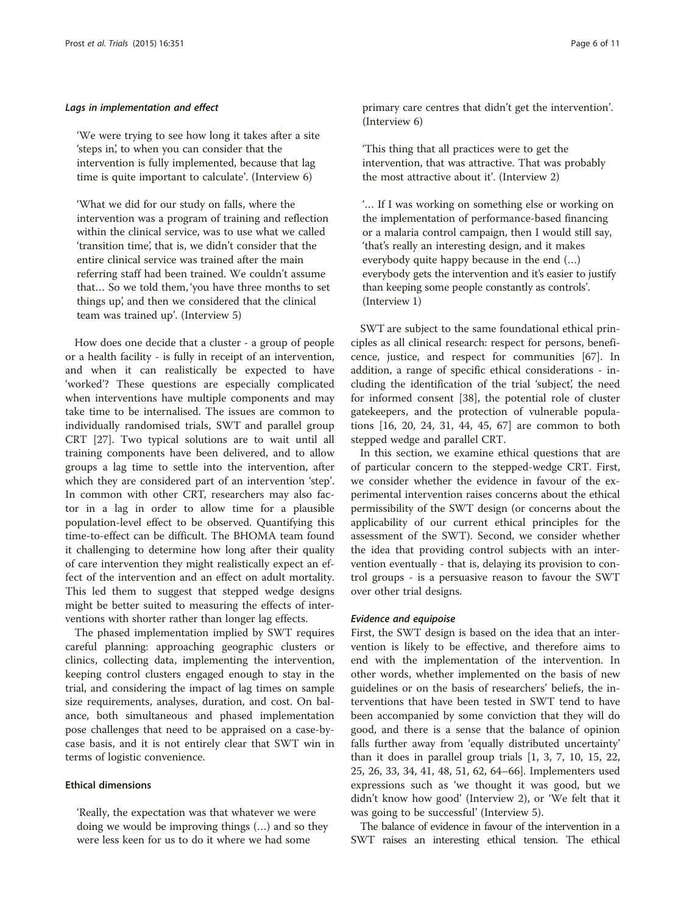#### *Lags in implementation and effect*

> 'We were trying to see how long it takes after a site 'steps in', to when you can consider that the intervention is fully implemented, because that lag time is quite important to calculate'. (Interview 6)

> 'What we did for our study on falls, where the intervention was a program of training and reflection within the clinical service, was to use what we called 'transition time', that is, we didn't consider that the entire clinical service was trained after the main referring staff had been trained. We couldn't assume that… So we told them, 'you have three months to set things up', and then we considered that the clinical team was trained up'. (Interview 5)

How does one decide that a cluster - a group of people or a health facility - is fully in receipt of an intervention, and when it can realistically be expected to have 'worked'? These questions are especially complicated when interventions have multiple components and may take time to be internalised. The issues are common to individually randomised trials, SWT and parallel group CRT [27]. Two typical solutions are to wait until all training components have been delivered, and to allow groups a lag time to settle into the intervention, after which they are considered part of an intervention 'step'. In common with other CRT, researchers may also factor in a lag in order to allow time for a plausible population-level effect to be observed. Quantifying this time-to-effect can be difficult. The BHOMA team found it challenging to determine how long after their quality of care intervention they might realistically expect an effect of the intervention and an effect on adult mortality. This led them to suggest that stepped wedge designs might be better suited to measuring the effects of interventions with shorter rather than longer lag effects.

The phased implementation implied by SWT requires careful planning: approaching geographic clusters or clinics, collecting data, implementing the intervention, keeping control clusters engaged enough to stay in the trial, and considering the impact of lag times on sample size requirements, analyses, duration, and cost. On balance, both simultaneous and phased implementation pose challenges that need to be appraised on a case-by-case basis, and it is not entirely clear that SWT win in terms of logistic convenience.

### Ethical dimensions

> 'Really, the expectation was that whatever we were doing we would be improving things (…) and so they were less keen for us to do it where we had some primary care centres that didn't get the intervention'. (Interview 6)

> 'This thing that all practices were to get the intervention, that was attractive. That was probably the most attractive about it'. (Interview 2)

> '… If I was working on something else or working on the implementation of performance-based financing or a malaria control campaign, then I would still say, 'that's really an interesting design, and it makes everybody quite happy because in the end (…) everybody gets the intervention and it's easier to justify than keeping some people constantly as controls'. (Interview 1)

SWT are subject to the same foundational ethical principles as all clinical research: respect for persons, beneficence, justice, and respect for communities [67]. In addition, a range of specific ethical considerations - including the identification of the trial 'subject', the need for informed consent [38], the potential role of cluster gatekeepers, and the protection of vulnerable populations [16, 20, 24, 31, 44, 45, 67] are common to both stepped wedge and parallel CRT.

In this section, we examine ethical questions that are of particular concern to the stepped-wedge CRT. First, we consider whether the evidence in favour of the experimental intervention raises concerns about the ethical permissibility of the SWT design (or concerns about the applicability of our current ethical principles for the assessment of the SWT). Second, we consider whether the idea that providing control subjects with an intervention eventually - that is, delaying its provision to control groups - is a persuasive reason to favour the SWT over other trial designs.

#### *Evidence and equipoise*

First, the SWT design is based on the idea that an intervention is likely to be effective, and therefore aims to end with the implementation of the intervention. In other words, whether implemented on the basis of new guidelines or on the basis of researchers' beliefs, the interventions that have been tested in SWT tend to have been accompanied by some conviction that they will do good, and there is a sense that the balance of opinion falls further away from 'equally distributed uncertainty' than it does in parallel group trials [1, 3, 7, 10, 15, 22, 25, 26, 33, 34, 41, 48, 51, 62, 64–66]. Implementers used expressions such as 'we thought it was good, but we didn't know how good' (Interview 2), or 'We felt that it was going to be successful' (Interview 5).

The balance of evidence in favour of the intervention in a SWT raises an interesting ethical tension. The ethical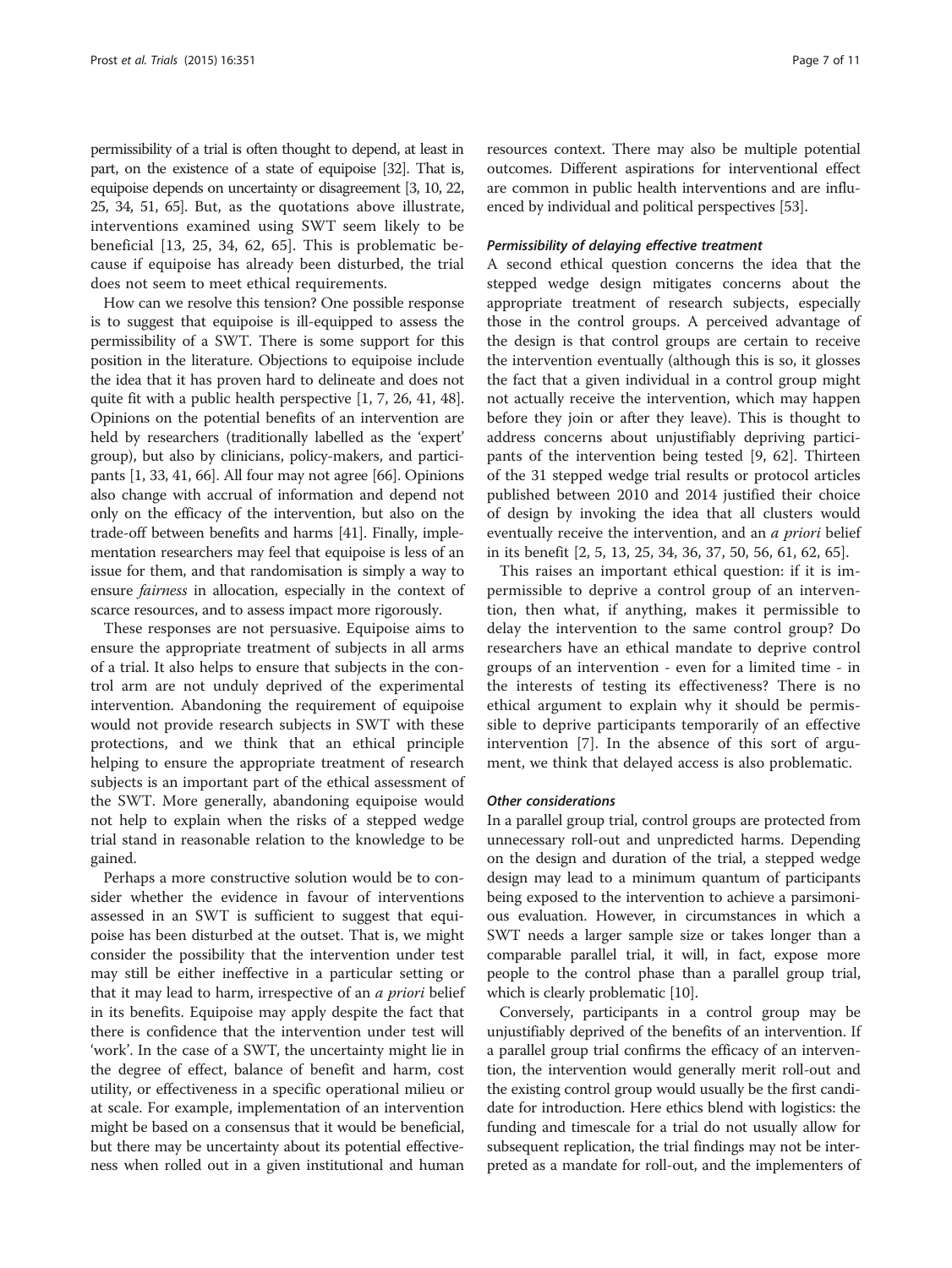permissibility of a trial is often thought to depend, at least in part, on the existence of a state of equipoise [32]. That is, equipoise depends on uncertainty or disagreement [3, 10, 22, 25, 34, 51, 65]. But, as the quotations above illustrate, interventions examined using SWT seem likely to be beneficial [13, 25, 34, 62, 65]. This is problematic because if equipoise has already been disturbed, the trial does not seem to meet ethical requirements.

How can we resolve this tension? One possible response is to suggest that equipoise is ill-equipped to assess the permissibility of a SWT. There is some support for this position in the literature. Objections to equipoise include the idea that it has proven hard to delineate and does not quite fit with a public health perspective [1, 7, 26, 41, 48]. Opinions on the potential benefits of an intervention are held by researchers (traditionally labelled as the 'expert' group), but also by clinicians, policy-makers, and participants [1, 33, 41, 66]. All four may not agree [66]. Opinions also change with accrual of information and depend not only on the efficacy of the intervention, but also on the trade-off between benefits and harms [41]. Finally, implementation researchers may feel that equipoise is less of an issue for them, and that randomisation is simply a way to ensure *fairness* in allocation, especially in the context of scarce resources, and to assess impact more rigorously.

These responses are not persuasive. Equipoise aims to ensure the appropriate treatment of subjects in all arms of a trial. It also helps to ensure that subjects in the control arm are not unduly deprived of the experimental intervention. Abandoning the requirement of equipoise would not provide research subjects in SWT with these protections, and we think that an ethical principle helping to ensure the appropriate treatment of research subjects is an important part of the ethical assessment of the SWT. More generally, abandoning equipoise would not help to explain when the risks of a stepped wedge trial stand in reasonable relation to the knowledge to be gained.

Perhaps a more constructive solution would be to consider whether the evidence in favour of interventions assessed in an SWT is sufficient to suggest that equipoise has been disturbed at the outset. That is, we might consider the possibility that the intervention under test may still be either ineffective in a particular setting or that it may lead to harm, irrespective of an *a priori* belief in its benefits. Equipoise may apply despite the fact that there is confidence that the intervention under test will 'work'. In the case of a SWT, the uncertainty might lie in the degree of effect, balance of benefit and harm, cost utility, or effectiveness in a specific operational milieu or at scale. For example, implementation of an intervention might be based on a consensus that it would be beneficial, but there may be uncertainty about its potential effectiveness when rolled out in a given institutional and human resources context. There may also be multiple potential outcomes. Different aspirations for interventional effect are common in public health interventions and are influenced by individual and political perspectives [53].

#### Permissibility of delaying effective treatment

A second ethical question concerns the idea that the stepped wedge design mitigates concerns about the appropriate treatment of research subjects, especially those in the control groups. A perceived advantage of the design is that control groups are certain to receive the intervention eventually (although this is so, it glosses the fact that a given individual in a control group might not actually receive the intervention, which may happen before they join or after they leave). This is thought to address concerns about unjustifiably depriving participants of the intervention being tested [9, 62]. Thirteen of the 31 stepped wedge trial results or protocol articles published between 2010 and 2014 justified their choice of design by invoking the idea that all clusters would eventually receive the intervention, and an *a priori* belief in its benefit [2, 5, 13, 25, 34, 36, 37, 50, 56, 61, 62, 65].

This raises an important ethical question: if it is impermissible to deprive a control group of an intervention, then what, if anything, makes it permissible to delay the intervention to the same control group? Do researchers have an ethical mandate to deprive control groups of an intervention - even for a limited time - in the interests of testing its effectiveness? There is no ethical argument to explain why it should be permissible to deprive participants temporarily of an effective intervention [7]. In the absence of this sort of argument, we think that delayed access is also problematic.

#### Other considerations

In a parallel group trial, control groups are protected from unnecessary roll-out and unpredicted harms. Depending on the design and duration of the trial, a stepped wedge design may lead to a minimum quantum of participants being exposed to the intervention to achieve a parsimonious evaluation. However, in circumstances in which a SWT needs a larger sample size or takes longer than a comparable parallel trial, it will, in fact, expose more people to the control phase than a parallel group trial, which is clearly problematic [10].

Conversely, participants in a control group may be unjustifiably deprived of the benefits of an intervention. If a parallel group trial confirms the efficacy of an intervention, the intervention would generally merit roll-out and the existing control group would usually be the first candidate for introduction. Here ethics blend with logistics: the funding and timescale for a trial do not usually allow for subsequent replication, the trial findings may not be interpreted as a mandate for roll-out, and the implementers of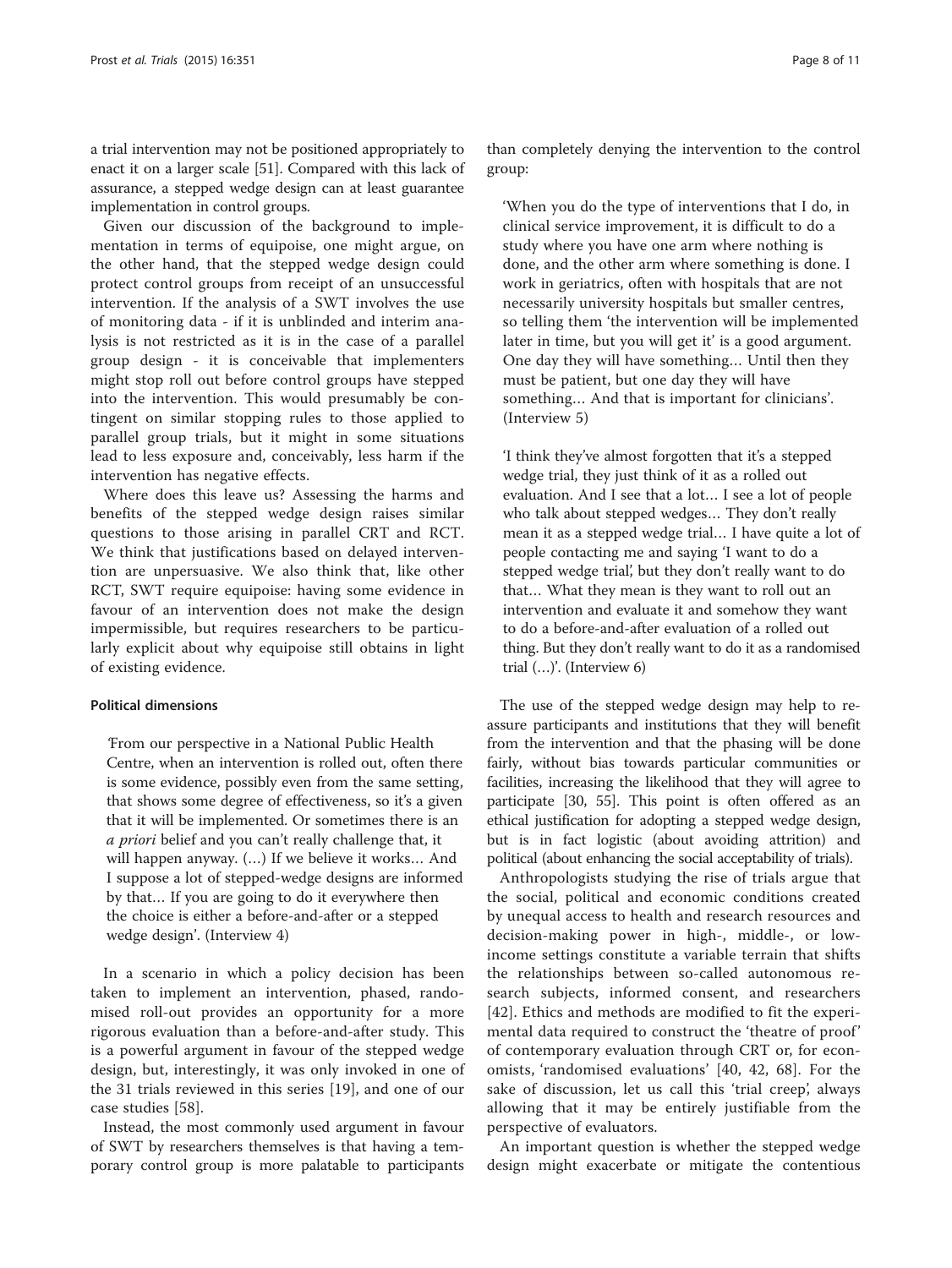a trial intervention may not be positioned appropriately to enact it on a larger scale [51]. Compared with this lack of assurance, a stepped wedge design can at least guarantee implementation in control groups.

Given our discussion of the background to implementation in terms of equipoise, one might argue, on the other hand, that the stepped wedge design could protect control groups from receipt of an unsuccessful intervention. If the analysis of a SWT involves the use of monitoring data - if it is unblinded and interim analysis is not restricted as it is in the case of a parallel group design - it is conceivable that implementers might stop roll out before control groups have stepped into the intervention. This would presumably be contingent on similar stopping rules to those applied to parallel group trials, but it might in some situations lead to less exposure and, conceivably, less harm if the intervention has negative effects.

Where does this leave us? Assessing the harms and benefits of the stepped wedge design raises similar questions to those arising in parallel CRT and RCT. We think that justifications based on delayed intervention are unpersuasive. We also think that, like other RCT, SWT require equipoise: having some evidence in favour of an intervention does not make the design impermissible, but requires researchers to be particularly explicit about why equipoise still obtains in light of existing evidence.

#### Political dimensions

> 'From our perspective in a National Public Health Centre, when an intervention is rolled out, often there is some evidence, possibly even from the same setting, that shows some degree of effectiveness, so it's a given that it will be implemented. Or sometimes there is an *a priori* belief and you can't really challenge that, it will happen anyway. (…) If we believe it works… And I suppose a lot of stepped-wedge designs are informed by that… If you are going to do it everywhere then the choice is either a before-and-after or a stepped wedge design'. (Interview 4)

In a scenario in which a policy decision has been taken to implement an intervention, phased, randomised roll-out provides an opportunity for a more rigorous evaluation than a before-and-after study. This is a powerful argument in favour of the stepped wedge design, but, interestingly, it was only invoked in one of the 31 trials reviewed in this series [19], and one of our case studies [58].

Instead, the most commonly used argument in favour of SWT by researchers themselves is that having a temporary control group is more palatable to participants than completely denying the intervention to the control group:

> 'When you do the type of interventions that I do, in clinical service improvement, it is difficult to do a study where you have one arm where nothing is done, and the other arm where something is done. I work in geriatrics, often with hospitals that are not necessarily university hospitals but smaller centres, so telling them 'the intervention will be implemented later in time, but you will get it' is a good argument. One day they will have something… Until then they must be patient, but one day they will have something… And that is important for clinicians'. (Interview 5)

> 'I think they've almost forgotten that it's a stepped wedge trial, they just think of it as a rolled out evaluation. And I see that a lot… I see a lot of people who talk about stepped wedges… They don't really mean it as a stepped wedge trial… I have quite a lot of people contacting me and saying 'I want to do a stepped wedge trial', but they don't really want to do that… What they mean is they want to roll out an intervention and evaluate it and somehow they want to do a before-and-after evaluation of a rolled out thing. But they don't really want to do it as a randomised trial (…)'. (Interview 6)

The use of the stepped wedge design may help to reassure participants and institutions that they will benefit from the intervention and that the phasing will be done fairly, without bias towards particular communities or facilities, increasing the likelihood that they will agree to participate [30, 55]. This point is often offered as an ethical justification for adopting a stepped wedge design, but is in fact logistic (about avoiding attrition) and political (about enhancing the social acceptability of trials).

Anthropologists studying the rise of trials argue that the social, political and economic conditions created by unequal access to health and research resources and decision-making power in high-, middle-, or low-income settings constitute a variable terrain that shifts the relationships between so-called autonomous research subjects, informed consent, and researchers [42]. Ethics and methods are modified to fit the experimental data required to construct the 'theatre of proof' of contemporary evaluation through CRT or, for economists, 'randomised evaluations' [40, 42, 68]. For the sake of discussion, let us call this 'trial creep', always allowing that it may be entirely justifiable from the perspective of evaluators.

An important question is whether the stepped wedge design might exacerbate or mitigate the contentious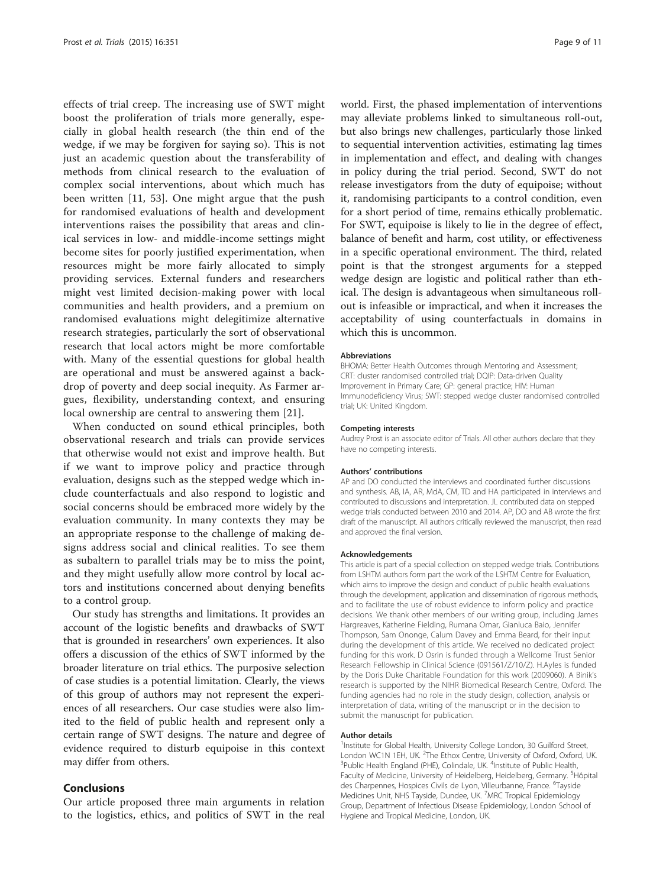effects of trial creep. The increasing use of SWT might boost the proliferation of trials more generally, especially in global health research (the thin end of the wedge, if we may be forgiven for saying so). This is not just an academic question about the transferability of methods from clinical research to the evaluation of complex social interventions, about which much has been written [11, 53]. One might argue that the push for randomised evaluations of health and development interventions raises the possibility that areas and clinical services in low- and middle-income settings might become sites for poorly justified experimentation, when resources might be more fairly allocated to simply providing services. External funders and researchers might vest limited decision-making power with local communities and health providers, and a premium on randomised evaluations might delegitimize alternative research strategies, particularly the sort of observational research that local actors might be more comfortable with. Many of the essential questions for global health are operational and must be answered against a backdrop of poverty and deep social inequity. As Farmer argues, flexibility, understanding context, and ensuring local ownership are central to answering them [21].

When conducted on sound ethical principles, both observational research and trials can provide services that otherwise would not exist and improve health. But if we want to improve policy and practice through evaluation, designs such as the stepped wedge which include counterfactuals and also respond to logistic and social concerns should be embraced more widely by the evaluation community. In many contexts they may be an appropriate response to the challenge of making designs address social and clinical realities. To see them as subaltern to parallel trials may be to miss the point, and they might usefully allow more control by local actors and institutions concerned about denying benefits to a control group.

Our study has strengths and limitations. It provides an account of the logistic benefits and drawbacks of SWT that is grounded in researchers' own experiences. It also offers a discussion of the ethics of SWT informed by the broader literature on trial ethics. The purposive selection of case studies is a potential limitation. Clearly, the views of this group of authors may not represent the experiences of all researchers. Our case studies were also limited to the field of public health and represent only a certain range of SWT designs. The nature and degree of evidence required to disturb equipoise in this context may differ from others.

## Conclusions

Our article proposed three main arguments in relation to the logistics, ethics, and politics of SWT in the real world. First, the phased implementation of interventions may alleviate problems linked to simultaneous roll-out, but also brings new challenges, particularly those linked to sequential intervention activities, estimating lag times in implementation and effect, and dealing with changes in policy during the trial period. Second, SWT do not release investigators from the duty of equipoise; without it, randomising participants to a control condition, even for a short period of time, remains ethically problematic. For SWT, equipoise is likely to lie in the degree of effect, balance of benefit and harm, cost utility, or effectiveness in a specific operational environment. The third, related point is that the strongest arguments for a stepped wedge design are logistic and political rather than ethical. The design is advantageous when simultaneous roll-out is infeasible or impractical, and when it increases the acceptability of using counterfactuals in domains in which this is uncommon.

#### Abbreviations

BHOMA: Better Health Outcomes through Mentoring and Assessment; CRT: cluster randomised controlled trial; DQIP: Data-driven Quality Improvement in Primary Care; GP: general practice; HIV: Human Immunodeficiency Virus; SWT: stepped wedge cluster randomised controlled trial; UK: United Kingdom.

#### Competing interests

Audrey Prost is an associate editor of Trials. All other authors declare that they have no competing interests.

#### Authors' contributions

AP and DO conducted the interviews and coordinated further discussions and synthesis. AB, IA, AR, MdA, CM, TD and HA participated in interviews and contributed to discussions and interpretation. JL contributed data on stepped wedge trials conducted between 2010 and 2014. AP, DO and AB wrote the first draft of the manuscript. All authors critically reviewed the manuscript, then read and approved the final version.

#### Acknowledgements

This article is part of a special collection on stepped wedge trials. Contributions from LSHTM authors form part the work of the LSHTM Centre for Evaluation, which aims to improve the design and conduct of public health evaluations through the development, application and dissemination of rigorous methods, and to facilitate the use of robust evidence to inform policy and practice decisions. We thank other members of our writing group, including James Hargreaves, Katherine Fielding, Rumana Omar, Gianluca Baio, Jennifer Thompson, Sam Ononge, Calum Davey and Emma Beard, for their input during the development of this article. We received no dedicated project funding for this work. D Osrin is funded through a Wellcome Trust Senior Research Fellowship in Clinical Science (091561/Z/10/Z). H.Ayles is funded by the Doris Duke Charitable Foundation for this work (2009060). A Binik's research is supported by the NIHR Biomedical Research Centre, Oxford. The funding agencies had no role in the study design, collection, analysis or interpretation of data, writing of the manuscript or in the decision to submit the manuscript for publication.

#### Author details

[1]Institute for Global Health, University College London, 30 Guilford Street, London WC1N 1EH, UK. [2]The Ethox Centre, University of Oxford, Oxford, UK. [3]Public Health England (PHE), Colindale, UK. [4]Institute of Public Health, Faculty of Medicine, University of Heidelberg, Heidelberg, Germany. [5]Hôpital des Charpennes, Hospices Civils de Lyon, Villeurbanne, France. [6]Tayside Medicines Unit, NHS Tayside, Dundee, UK. [7]MRC Tropical Epidemiology Group, Department of Infectious Disease Epidemiology, London School of Hygiene and Tropical Medicine, London, UK.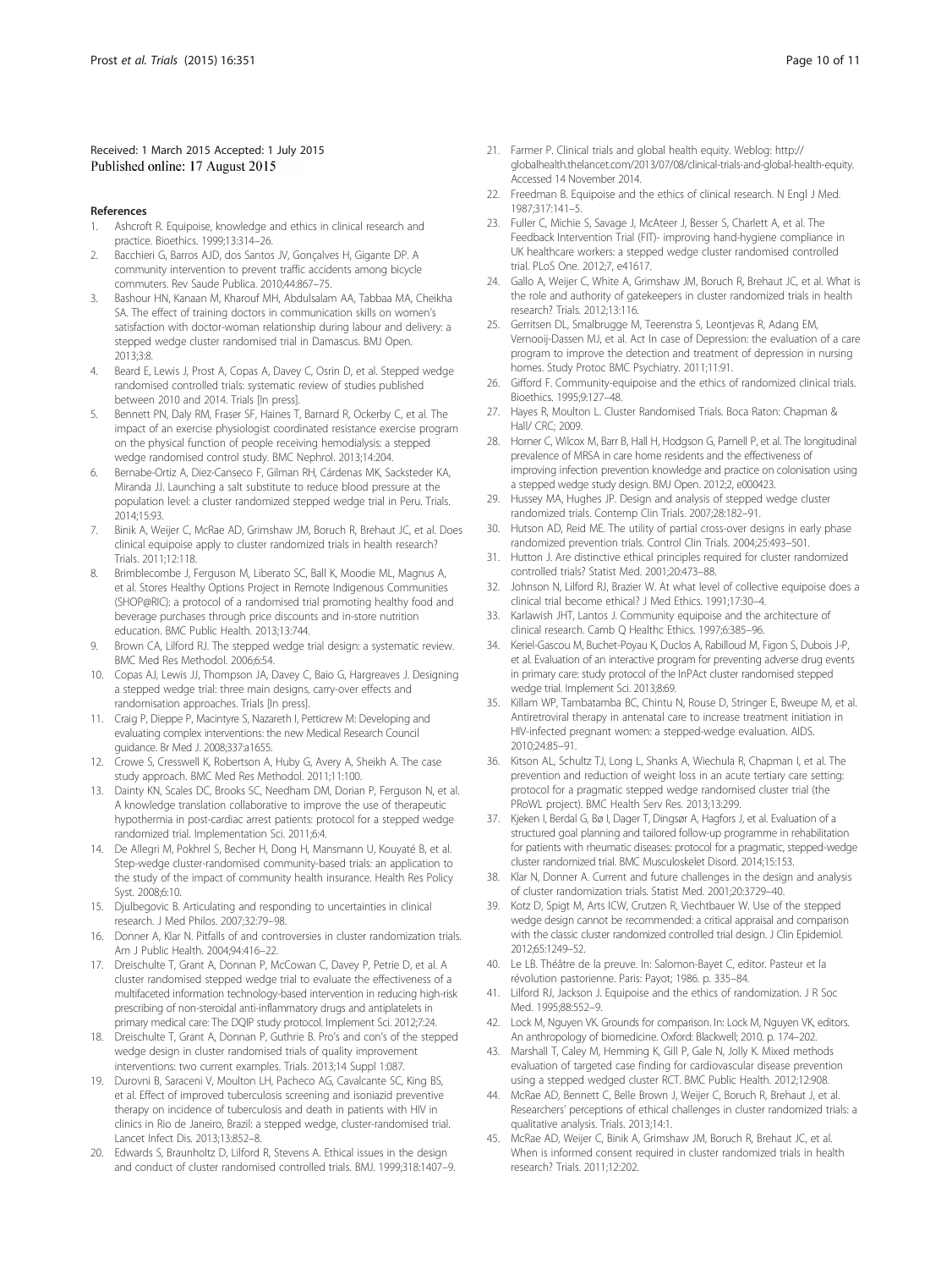Received: 1 March 2015 Accepted: 1 July 2015
Published online: 17 August 2015

## References

1. Ashcroft R. Equipoise, knowledge and ethics in clinical research and practice. Bioethics. 1999;13:314–26.
2. Bacchieri G, Barros AJD, dos Santos JV, Gonçalves H, Gigante DP. A community intervention to prevent traffic accidents among bicycle commuters. Rev Saude Publica. 2010;44:867–75.
3. Bashour HN, Kanaan M, Kharouf MH, Abdulsalam AA, Tabbaa MA, Cheikha SA. The effect of training doctors in communication skills on women's satisfaction with doctor-woman relationship during labour and delivery: a stepped wedge cluster randomised trial in Damascus. BMJ Open. 2013;3:8.
4. Beard E, Lewis J, Prost A, Copas A, Davey C, Osrin D, et al. Stepped wedge randomised controlled trials: systematic review of studies published between 2010 and 2014. Trials [In press].
5. Bennett PN, Daly RM, Fraser SF, Haines T, Barnard R, Ockerby C, et al. The impact of an exercise physiologist coordinated resistance exercise program on the physical function of people receiving hemodialysis: a stepped wedge randomised control study. BMC Nephrol. 2013;14:204.
6. Bernabe-Ortiz A, Diez-Canseco F, Gilman RH, Cárdenas MK, Sacksteder KA, Miranda JJ. Launching a salt substitute to reduce blood pressure at the population level: a cluster randomized stepped wedge trial in Peru. Trials. 2014;15:93.
7. Binik A, Weijer C, McRae AD, Grimshaw JM, Boruch R, Brehaut JC, et al. Does clinical equipoise apply to cluster randomized trials in health research? Trials. 2011;12:118.
8. Brimblecombe J, Ferguson M, Liberato SC, Ball K, Moodie ML, Magnus A, et al. Stores Healthy Options Project in Remote Indigenous Communities (SHOP@RIC): a protocol of a randomised trial promoting healthy food and beverage purchases through price discounts and in-store nutrition education. BMC Public Health. 2013;13:744.
9. Brown CA, Lilford RJ. The stepped wedge trial design: a systematic review. BMC Med Res Methodol. 2006;6:54.
10. Copas AJ, Lewis JJ, Thompson JA, Davey C, Baio G, Hargreaves J. Designing a stepped wedge trial: three main designs, carry-over effects and randomisation approaches. Trials [In press].
11. Craig P, Dieppe P, Macintyre S, Nazareth I, Petticrew M: Developing and evaluating complex interventions: the new Medical Research Council guidance. Br Med J. 2008;337:a1655.
12. Crowe S, Cresswell K, Robertson A, Huby G, Avery A, Sheikh A. The case study approach. BMC Med Res Methodol. 2011;11:100.
13. Dainty KN, Scales DC, Brooks SC, Needham DM, Dorian P, Ferguson N, et al. A knowledge translation collaborative to improve the use of therapeutic hypothermia in post-cardiac arrest patients: protocol for a stepped wedge randomized trial. Implementation Sci. 2011;6:4.
14. De Allegri M, Pokhrel S, Becher H, Dong H, Mansmann U, Kouyaté B, et al. Step-wedge cluster-randomised community-based trials: an application to the study of the impact of community health insurance. Health Res Policy Syst. 2008;6:10.
15. Djulbegovic B. Articulating and responding to uncertainties in clinical research. J Med Philos. 2007;32:79–98.
16. Donner A, Klar N. Pitfalls of and controversies in cluster randomization trials. Am J Public Health. 2004;94:416–22.
17. Dreischulte T, Grant A, Donnan P, McCowan C, Davey P, Petrie D, et al. A cluster randomised stepped wedge trial to evaluate the effectiveness of a multifaceted information technology-based intervention in reducing high-risk prescribing of non-steroidal anti-inflammatory drugs and antiplatelets in primary medical care: The DQIP study protocol. Implement Sci. 2012;7:24.
18. Dreischulte T, Grant A, Donnan P, Guthrie B. Pro's and con's of the stepped wedge design in cluster randomised trials of quality improvement interventions: two current examples. Trials. 2013;14 Suppl 1:087.
19. Durovni B, Saraceni V, Moulton LH, Pacheco AG, Cavalcante SC, King BS, et al. Effect of improved tuberculosis screening and isoniazid preventive therapy on incidence of tuberculosis and death in patients with HIV in clinics in Rio de Janeiro, Brazil: a stepped wedge, cluster-randomised trial. Lancet Infect Dis. 2013;13:852–8.
20. Edwards S, Braunholtz D, Lilford R, Stevens A. Ethical issues in the design and conduct of cluster randomised controlled trials. BMJ. 1999;318:1407–9.
21. Farmer P. Clinical trials and global health equity. Weblog: http://globalhealth.thelancet.com/2013/07/08/clinical-trials-and-global-health-equity. Accessed 14 November 2014.
22. Freedman B. Equipoise and the ethics of clinical research. N Engl J Med. 1987;317:141–5.
23. Fuller C, Michie S, Savage J, McAteer J, Besser S, Charlett A, et al. The Feedback Intervention Trial (FIT)- improving hand-hygiene compliance in UK healthcare workers: a stepped wedge cluster randomised controlled trial. PLoS One. 2012;7, e41617.
24. Gallo A, Weijer C, White A, Grimshaw JM, Boruch R, Brehaut JC, et al. What is the role and authority of gatekeepers in cluster randomized trials in health research? Trials. 2012;13:116.
25. Gerritsen DL, Smalbrugge M, Teerenstra S, Leontjevas R, Adang EM, Vernooij-Dassen MJ, et al. Act In case of Depression: the evaluation of a care program to improve the detection and treatment of depression in nursing homes. Study Protoc BMC Psychiatry. 2011;11:91.
26. Gifford F. Community-equipoise and the ethics of randomized clinical trials. Bioethics. 1995;9:127–48.
27. Hayes R, Moulton L. Cluster Randomised Trials. Boca Raton: Chapman & Hall/ CRC; 2009.
28. Horner C, Wilcox M, Barr B, Hall H, Hodgson G, Parnell P, et al. The longitudinal prevalence of MRSA in care home residents and the effectiveness of improving infection prevention knowledge and practice on colonisation using a stepped wedge study design. BMJ Open. 2012;2, e000423.
29. Hussey MA, Hughes JP. Design and analysis of stepped wedge cluster randomized trials. Contemp Clin Trials. 2007;28:182–91.
30. Hutson AD, Reid ME. The utility of partial cross-over designs in early phase randomized prevention trials. Control Clin Trials. 2004;25:493–501.
31. Hutton J. Are distinctive ethical principles required for cluster randomized controlled trials? Statist Med. 2001;20:473–88.
32. Johnson N, Lilford RJ, Brazier W. At what level of collective equipoise does a clinical trial become ethical? J Med Ethics. 1991;17:30–4.
33. Karlawish JHT, Lantos J. Community equipoise and the architecture of clinical research. Camb Q Healthc Ethics. 1997;6:385–96.
34. Keriel-Gascou M, Buchet-Poyau K, Duclos A, Rabilloud M, Figon S, Dubois J-P, et al. Evaluation of an interactive program for preventing adverse drug events in primary care: study protocol of the InPAct cluster randomised stepped wedge trial. Implement Sci. 2013;8:69.
35. Killam WP, Tambatamba BC, Chintu N, Rouse D, Stringer E, Bweupe M, et al. Antiretroviral therapy in antenatal care to increase treatment initiation in HIV-infected pregnant women: a stepped-wedge evaluation. AIDS. 2010;24:85–91.
36. Kitson AL, Schultz TJ, Long L, Shanks A, Wiechula R, Chapman I, et al. The prevention and reduction of weight loss in an acute tertiary care setting: protocol for a pragmatic stepped wedge randomised cluster trial (the PRoWL project). BMC Health Serv Res. 2013;13:299.
37. Kjeken I, Berdal G, Bø I, Dager T, Dingsør A, Hagfors J, et al. Evaluation of a structured goal planning and tailored follow-up programme in rehabilitation for patients with rheumatic diseases: protocol for a pragmatic, stepped-wedge cluster randomized trial. BMC Musculoskelet Disord. 2014;15:153.
38. Klar N, Donner A. Current and future challenges in the design and analysis of cluster randomization trials. Statist Med. 2001;20:3729–40.
39. Kotz D, Spigt M, Arts ICW, Crutzen R, Viechtbauer W. Use of the stepped wedge design cannot be recommended: a critical appraisal and comparison with the classic cluster randomized controlled trial design. J Clin Epidemiol. 2012;65:1249–52.
40. Le LB. Théâtre de la preuve. In: Salomon-Bayet C, editor. Pasteur et la révolution pastorienne. Paris: Payot; 1986. p. 335–84.
41. Lilford RJ, Jackson J. Equipoise and the ethics of randomization. J R Soc Med. 1995;88:552–9.
42. Lock M, Nguyen VK. Grounds for comparison. In: Lock M, Nguyen VK, editors. An anthropology of biomedicine. Oxford: Blackwell; 2010. p. 174–202.
43. Marshall T, Caley M, Hemming K, Gill P, Gale N, Jolly K. Mixed methods evaluation of targeted case finding for cardiovascular disease prevention using a stepped wedged cluster RCT. BMC Public Health. 2012;12:908.
44. McRae AD, Bennett C, Belle Brown J, Weijer C, Boruch R, Brehaut J, et al. Researchers' perceptions of ethical challenges in cluster randomized trials: a qualitative analysis. Trials. 2013;14:1.
45. McRae AD, Weijer C, Binik A, Grimshaw JM, Boruch R, Brehaut JC, et al. When is informed consent required in cluster randomized trials in health research? Trials. 2011;12:202.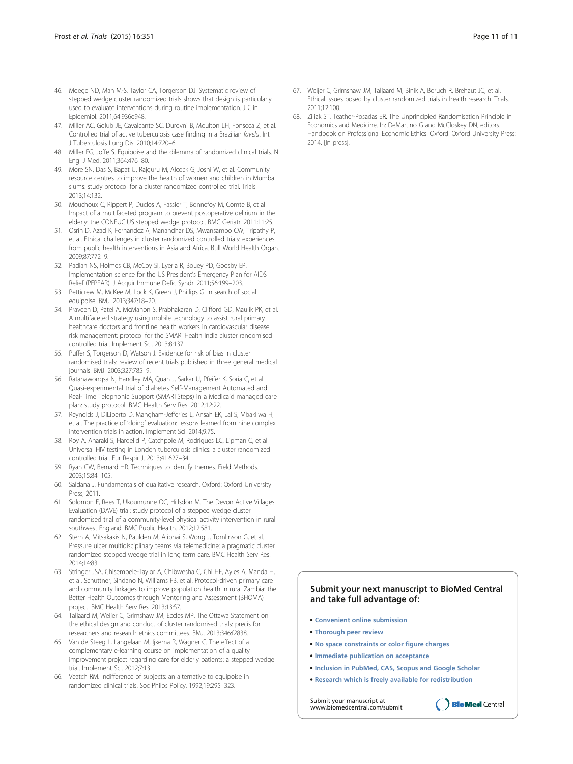46. Mdege ND, Man M-S, Taylor CA, Torgerson DJ. Systematic review of stepped wedge cluster randomized trials shows that design is particularly used to evaluate interventions during routine implementation. J Clin Epidemiol. 2011;64:936e948.
47. Miller AC, Golub JE, Cavalcante SC, Durovni B, Moulton LH, Fonseca Z, et al. Controlled trial of active tuberculosis case finding in a Brazilian *favela*. Int J Tuberculosis Lung Dis. 2010;14:720–6.
48. Miller FG, Joffe S. Equipoise and the dilemma of randomized clinical trials. N Engl J Med. 2011;364:476–80.
49. More SN, Das S, Bapat U, Rajguru M, Alcock G, Joshi W, et al. Community resource centres to improve the health of women and children in Mumbai slums: study protocol for a cluster randomized controlled trial. Trials. 2013;14:132.
50. Mouchoux C, Rippert P, Duclos A, Fassier T, Bonnefoy M, Comte B, et al. Impact of a multifaceted program to prevent postoperative delirium in the elderly: the CONFUCIUS stepped wedge protocol. BMC Geriatr. 2011;11:25.
51. Osrin D, Azad K, Fernandez A, Manandhar DS, Mwansambo CW, Tripathy P, et al. Ethical challenges in cluster randomized controlled trials: experiences from public health interventions in Asia and Africa. Bull World Health Organ. 2009;87:772–9.
52. Padian NS, Holmes CB, McCoy SI, Lyerla R, Bouey PD, Goosby EP. Implementation science for the US President's Emergency Plan for AIDS Relief (PEPFAR). J Acquir Immune Defic Syndr. 2011;56:199–203.
53. Petticrew M, McKee M, Lock K, Green J, Phillips G. In search of social equipoise. BMJ. 2013;347:18–20.
54. Praveen D, Patel A, McMahon S, Prabhakaran D, Clifford GD, Maulik PK, et al. A multifaceted strategy using mobile technology to assist rural primary healthcare doctors and frontline health workers in cardiovascular disease risk management: protocol for the SMARTHealth India cluster randomised controlled trial. Implement Sci. 2013;8:137.
55. Puffer S, Torgerson D, Watson J. Evidence for risk of bias in cluster randomised trials: review of recent trials published in three general medical journals. BMJ. 2003;327:785–9.
56. Ratanawongsa N, Handley MA, Quan J, Sarkar U, Pfeifer K, Soria C, et al. Quasi-experimental trial of diabetes Self-Management Automated and Real-Time Telephonic Support (SMARTSteps) in a Medicaid managed care plan: study protocol. BMC Health Serv Res. 2012;12:22.
57. Reynolds J, DiLiberto D, Mangham-Jefferies L, Ansah EK, Lal S, Mbakilwa H, et al. The practice of 'doing' evaluation: lessons learned from nine complex intervention trials in action. Implement Sci. 2014;9:75.
58. Roy A, Anaraki S, Hardelid P, Catchpole M, Rodrigues LC, Lipman C, et al. Universal HIV testing in London tuberculosis clinics: a cluster randomized controlled trial. Eur Respir J. 2013;41:627–34.
59. Ryan GW, Bernard HR. Techniques to identify themes. Field Methods. 2003;15:84–105.
60. Saldana J. Fundamentals of qualitative research. Oxford: Oxford University Press; 2011.
61. Solomon E, Rees T, Ukoumunne OC, Hillsdon M. The Devon Active Villages Evaluation (DAVE) trial: study protocol of a stepped wedge cluster randomised trial of a community-level physical activity intervention in rural southwest England. BMC Public Health. 2012;12:581.
62. Stern A, Mitsakakis N, Paulden M, Alibhai S, Wong J, Tomlinson G, et al. Pressure ulcer multidisciplinary teams via telemedicine: a pragmatic cluster randomized stepped wedge trial in long term care. BMC Health Serv Res. 2014;14:83.
63. Stringer JSA, Chisembele-Taylor A, Chibwesha C, Chi HF, Ayles A, Manda H, et al. Schuttner, Sindano N, Williams FB, et al. Protocol-driven primary care and community linkages to improve population health in rural Zambia: the Better Health Outcomes through Mentoring and Assessment (BHOMA) project. BMC Health Serv Res. 2013;13:S7.
64. Taljaard M, Weijer C, Grimshaw JM, Eccles MP. The Ottawa Statement on the ethical design and conduct of cluster randomised trials: precis for researchers and research ethics committees. BMJ. 2013;346:f2838.
65. Van de Steeg L, Langelaan M, Ijkema R, Wagner C. The effect of a complementary e-learning course on implementation of a quality improvement project regarding care for elderly patients: a stepped wedge trial. Implement Sci. 2012;7:13.
66. Veatch RM. Indifference of subjects: an alternative to equipoise in randomized clinical trials. Soc Philos Policy. 1992;19:295–323.
67. Weijer C, Grimshaw JM, Taljaard M, Binik A, Boruch R, Brehaut JC, et al. Ethical issues posed by cluster randomized trials in health research. Trials. 2011;12:100.
68. Ziliak ST, Teather-Posadas ER. The Unprincipled Randomisation Principle in Economics and Medicine. In: DeMartino G and McCloskey DN, editors. Handbook on Professional Economic Ethics. Oxford: Oxford University Press; 2014. [In press].

**Submit your next manuscript to BioMed Central and take full advantage of:**

- Convenient online submission
- Thorough peer review
- No space constraints or color figure charges
- Immediate publication on acceptance
- Inclusion in PubMed, CAS, Scopus and Google Scholar
- Research which is freely available for redistribution

Submit your manuscript at
www.biomedcentral.com/submit

BioMed Central